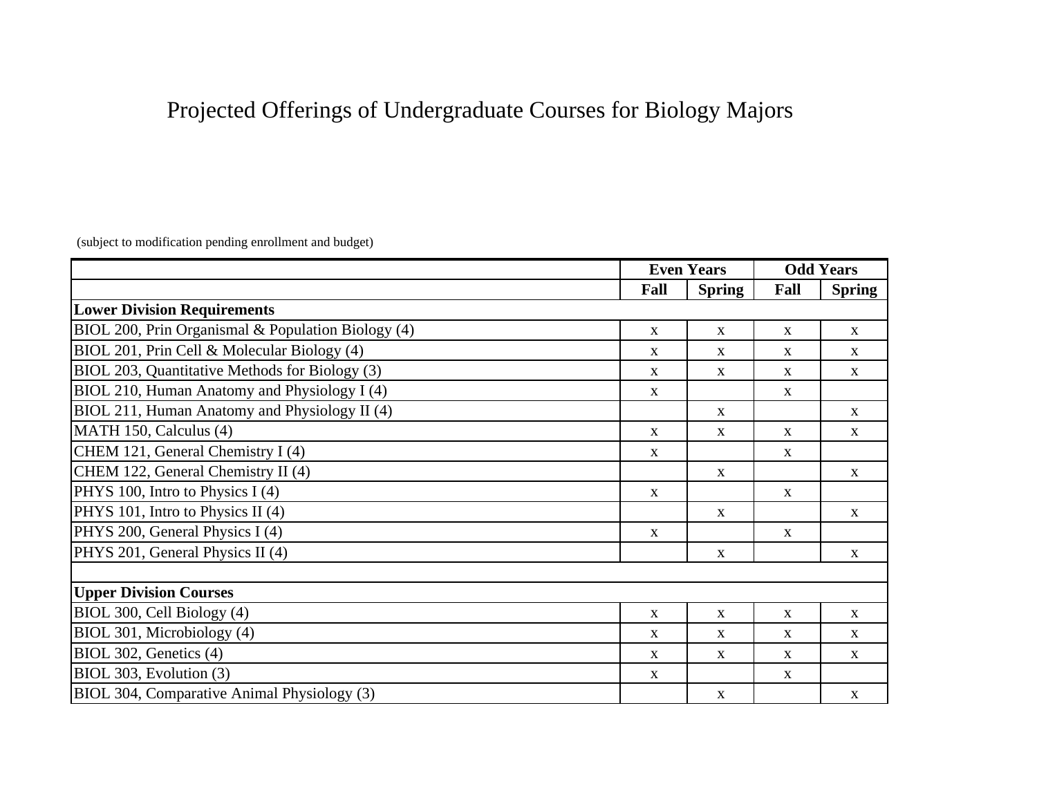# Projected Offerings of Undergraduate Courses for Biology Majors

(subject to modification pending enrollment and budget)

| | **Even Years** | | **Odd Years** | |
|---|---|---|---|---|
| | **Fall** | **Spring** | **Fall** | **Spring** |
| **Lower Division Requirements** | | | | |
| BIOL 200, Prin Organismal & Population Biology (4) | x | x | x | x |
| BIOL 201, Prin Cell & Molecular Biology (4) | x | x | x | x |
| BIOL 203, Quantitative Methods for Biology (3) | x | x | x | x |
| BIOL 210, Human Anatomy and Physiology I (4) | x | | x | |
| BIOL 211, Human Anatomy and Physiology II (4) | | x | | x |
| MATH 150, Calculus (4) | x | x | x | x |
| CHEM 121, General Chemistry I (4) | x | | x | |
| CHEM 122, General Chemistry II (4) | | x | | x |
| PHYS 100, Intro to Physics I (4) | x | | x | |
| PHYS 101, Intro to Physics II (4) | | x | | x |
| PHYS 200, General Physics I (4) | x | | x | |
| PHYS 201, General Physics II (4) | | x | | x |
| | | | | |
| **Upper Division Courses** | | | | |
| BIOL 300, Cell Biology (4) | x | x | x | x |
| BIOL 301, Microbiology (4) | x | x | x | x |
| BIOL 302, Genetics (4) | x | x | x | x |
| BIOL 303, Evolution (3) | x | | x | |
| BIOL 304, Comparative Animal Physiology (3) | | x | | x |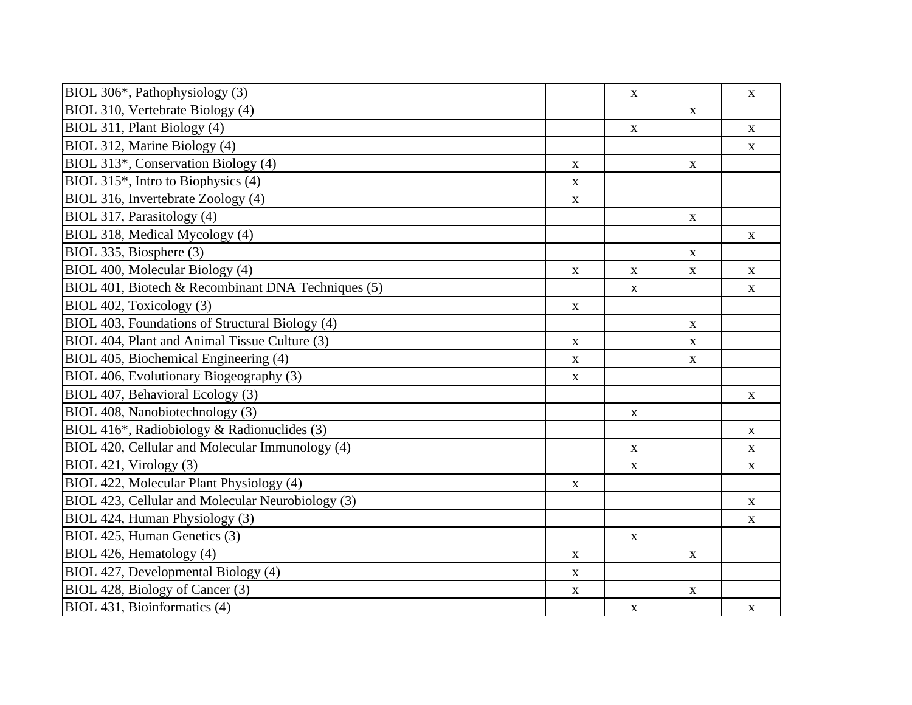| | | | | |
|---|---|---|---|---|
| BIOL 306*, Pathophysiology (3) | | x | | x |
| BIOL 310, Vertebrate Biology (4) | | | x | |
| BIOL 311, Plant Biology (4) | | x | | x |
| BIOL 312, Marine Biology (4) | | | | x |
| BIOL 313*, Conservation Biology (4) | x | | x | |
| BIOL 315*, Intro to Biophysics (4) | x | | | |
| BIOL 316, Invertebrate Zoology (4) | x | | | |
| BIOL 317, Parasitology (4) | | | x | |
| BIOL 318, Medical Mycology (4) | | | | x |
| BIOL 335, Biosphere (3) | | | x | |
| BIOL 400, Molecular Biology (4) | x | x | x | x |
| BIOL 401, Biotech & Recombinant DNA Techniques (5) | | x | | x |
| BIOL 402, Toxicology (3) | x | | | |
| BIOL 403, Foundations of Structural Biology (4) | | | x | |
| BIOL 404, Plant and Animal Tissue Culture (3) | x | | x | |
| BIOL 405, Biochemical Engineering (4) | x | | x | |
| BIOL 406, Evolutionary Biogeography (3) | x | | | |
| BIOL 407, Behavioral Ecology (3) | | | | x |
| BIOL 408, Nanobiotechnology (3) | | x | | |
| BIOL 416*, Radiobiology & Radionuclides (3) | | | | x |
| BIOL 420, Cellular and Molecular Immunology (4) | | x | | x |
| BIOL 421, Virology (3) | | x | | x |
| BIOL 422, Molecular Plant Physiology (4) | x | | | |
| BIOL 423, Cellular and Molecular Neurobiology (3) | | | | x |
| BIOL 424, Human Physiology (3) | | | | x |
| BIOL 425, Human Genetics (3) | | x | | |
| BIOL 426, Hematology (4) | x | | x | |
| BIOL 427, Developmental Biology (4) | x | | | |
| BIOL 428, Biology of Cancer (3) | x | | x | |
| BIOL 431, Bioinformatics (4) | | x | | x |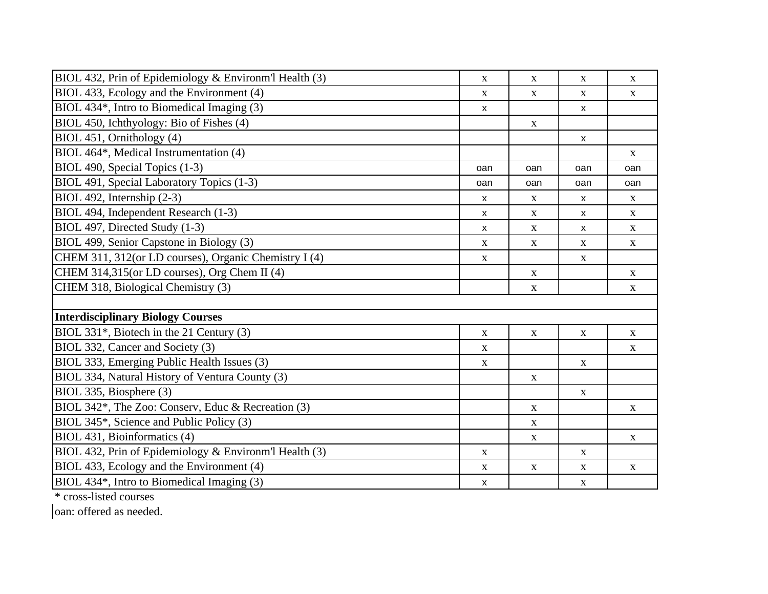| | | | | |
|---|---|---|---|---|
| BIOL 432, Prin of Epidemiology & Environm'l Health (3) | x | x | x | x |
| BIOL 433, Ecology and the Environment (4) | x | x | x | x |
| BIOL 434*, Intro to Biomedical Imaging (3) | x | | x | |
| BIOL 450, Ichthyology: Bio of Fishes (4) | | x | | |
| BIOL 451, Ornithology (4) | | | x | |
| BIOL 464*, Medical Instrumentation (4) | | | | x |
| BIOL 490, Special Topics (1-3) | oan | oan | oan | oan |
| BIOL 491, Special Laboratory Topics (1-3) | oan | oan | oan | oan |
| BIOL 492, Internship (2-3) | x | x | x | x |
| BIOL 494, Independent Research (1-3) | x | x | x | x |
| BIOL 497, Directed Study (1-3) | x | x | x | x |
| BIOL 499, Senior Capstone in Biology (3) | x | x | x | x |
| CHEM 311, 312(or LD courses), Organic Chemistry I (4) | x | | x | |
| CHEM 314,315(or LD courses), Org Chem II (4) | | x | | x |
| CHEM 318, Biological Chemistry (3) | | x | | x |
| | | | | |
| **Interdisciplinary Biology Courses** | | | | |
| BIOL 331*, Biotech in the 21 Century (3) | x | x | x | x |
| BIOL 332, Cancer and Society (3) | x | | | x |
| BIOL 333, Emerging Public Health Issues (3) | x | | x | |
| BIOL 334, Natural History of Ventura County (3) | | x | | |
| BIOL 335, Biosphere (3) | | | x | |
| BIOL 342*, The Zoo: Conserv, Educ & Recreation (3) | | x | | x |
| BIOL 345*, Science and Public Policy (3) | | x | | |
| BIOL 431, Bioinformatics (4) | | x | | x |
| BIOL 432, Prin of Epidemiology & Environm'l Health (3) | x | | x | |
| BIOL 433, Ecology and the Environment (4) | x | x | x | x |
| BIOL 434*, Intro to Biomedical Imaging (3) | x | | x | |

\* cross-listed courses

oan: offered as needed.